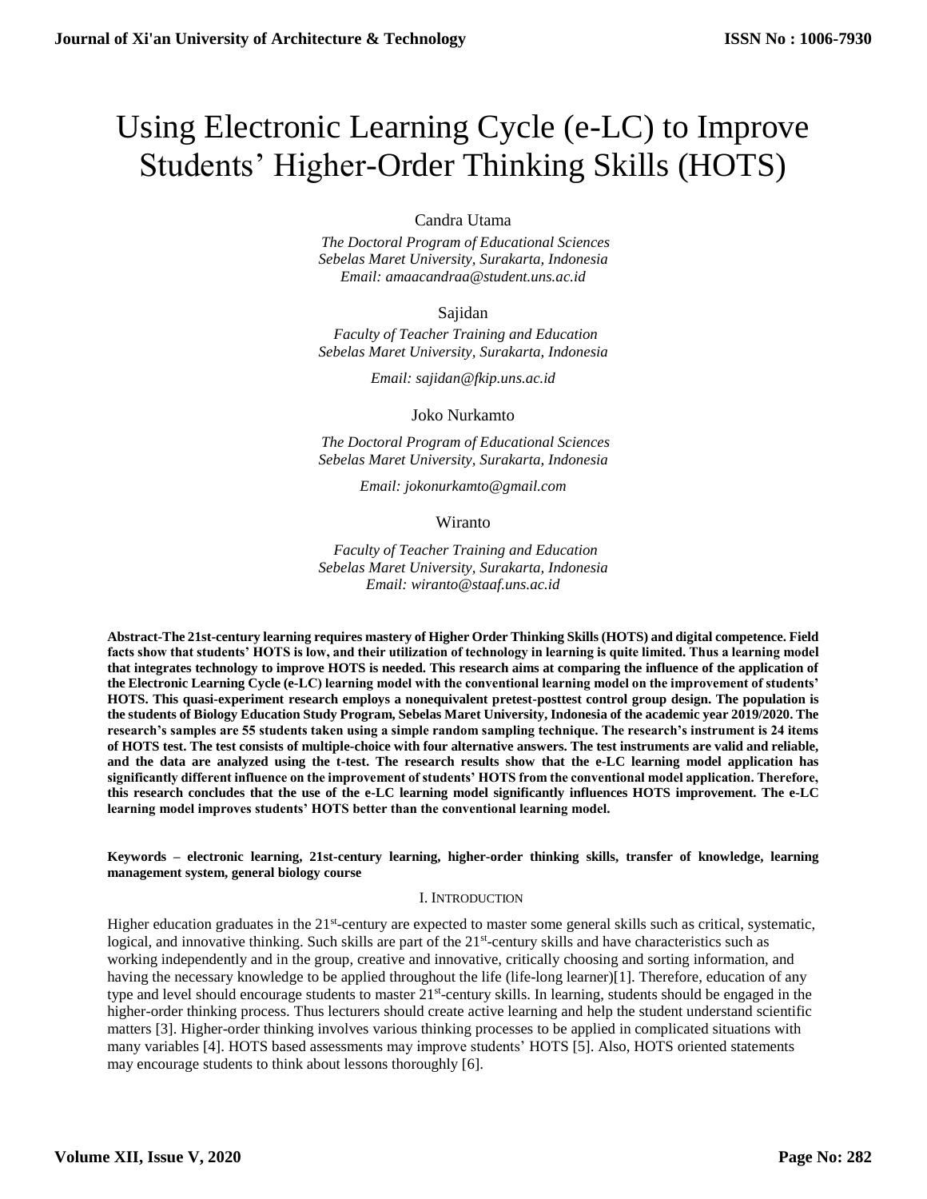# Using Electronic Learning Cycle (e-LC) to Improve Students' Higher-Order Thinking Skills (HOTS)

Candra Utama

*The Doctoral Program of Educational Sciences*
*Sebelas Maret University, Surakarta, Indonesia*
*Email: amaacandraa@student.uns.ac.id*

Sajidan

*Faculty of Teacher Training and Education*
*Sebelas Maret University, Surakarta, Indonesia*
*Email: sajidan@fkip.uns.ac.id*

Joko Nurkamto

*The Doctoral Program of Educational Sciences*
*Sebelas Maret University, Surakarta, Indonesia*
*Email: jokonurkamto@gmail.com*

Wiranto

*Faculty of Teacher Training and Education*
*Sebelas Maret University, Surakarta, Indonesia*
*Email: wiranto@staaf.uns.ac.id*

**Abstract-The 21st-century learning requires mastery of Higher Order Thinking Skills (HOTS) and digital competence. Field facts show that students' HOTS is low, and their utilization of technology in learning is quite limited. Thus a learning model that integrates technology to improve HOTS is needed. This research aims at comparing the influence of the application of the Electronic Learning Cycle (e-LC) learning model with the conventional learning model on the improvement of students' HOTS. This quasi-experiment research employs a nonequivalent pretest-posttest control group design. The population is the students of Biology Education Study Program, Sebelas Maret University, Indonesia of the academic year 2019/2020. The research's samples are 55 students taken using a simple random sampling technique. The research's instrument is 24 items of HOTS test. The test consists of multiple-choice with four alternative answers. The test instruments are valid and reliable, and the data are analyzed using the t-test. The research results show that the e-LC learning model application has significantly different influence on the improvement of students' HOTS from the conventional model application. Therefore, this research concludes that the use of the e-LC learning model significantly influences HOTS improvement. The e-LC learning model improves students' HOTS better than the conventional learning model.**

**Keywords – electronic learning, 21st-century learning, higher-order thinking skills, transfer of knowledge, learning management system, general biology course**

## I. Introduction

Higher education graduates in the 21st-century are expected to master some general skills such as critical, systematic, logical, and innovative thinking. Such skills are part of the 21st-century skills and have characteristics such as working independently and in the group, creative and innovative, critically choosing and sorting information, and having the necessary knowledge to be applied throughout the life (life-long learner)[1]. Therefore, education of any type and level should encourage students to master 21st-century skills. In learning, students should be engaged in the higher-order thinking process. Thus lecturers should create active learning and help the student understand scientific matters [3]. Higher-order thinking involves various thinking processes to be applied in complicated situations with many variables [4]. HOTS based assessments may improve students' HOTS [5]. Also, HOTS oriented statements may encourage students to think about lessons thoroughly [6].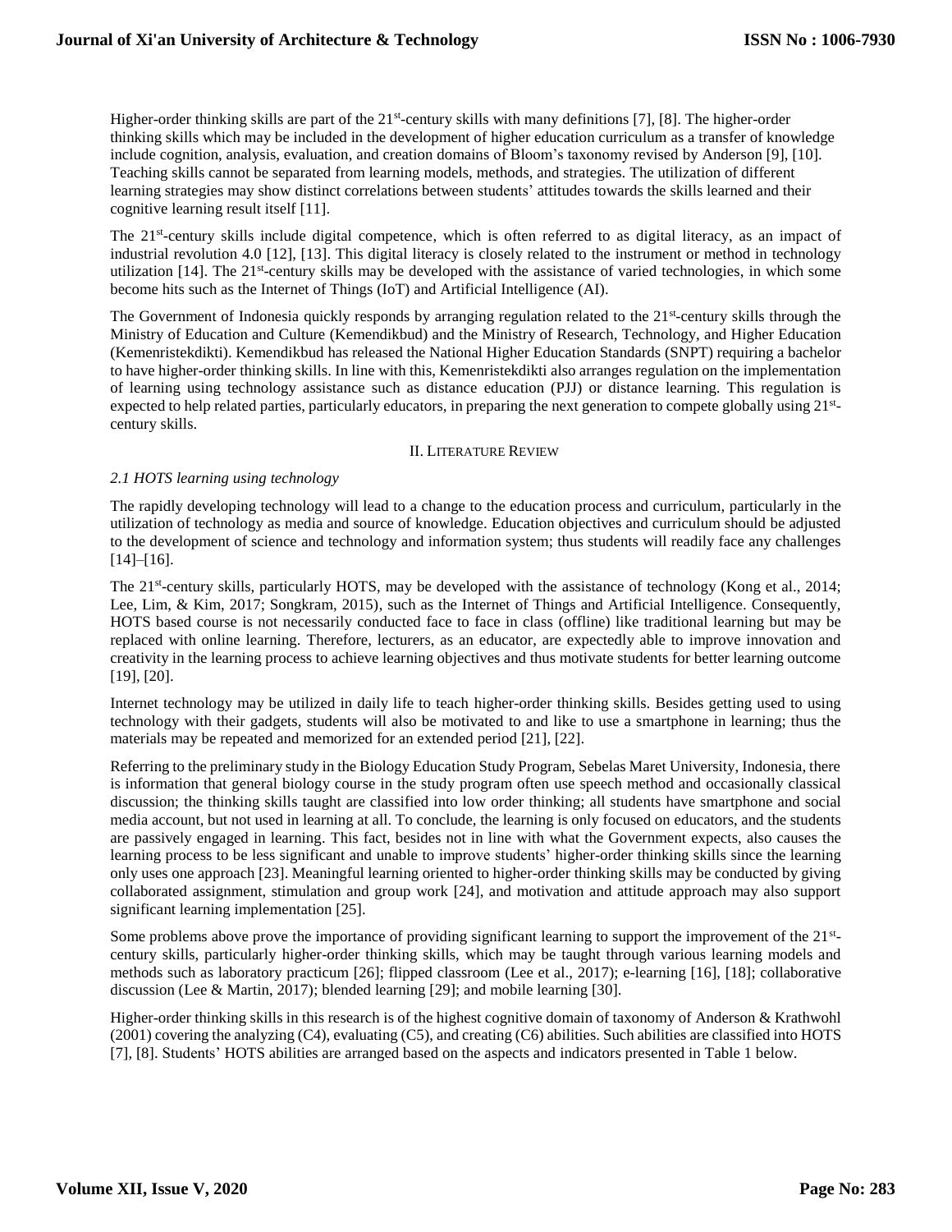Higher-order thinking skills are part of the 21st-century skills with many definitions [7], [8]. The higher-order thinking skills which may be included in the development of higher education curriculum as a transfer of knowledge include cognition, analysis, evaluation, and creation domains of Bloom's taxonomy revised by Anderson [9], [10]. Teaching skills cannot be separated from learning models, methods, and strategies. The utilization of different learning strategies may show distinct correlations between students' attitudes towards the skills learned and their cognitive learning result itself [11].

The 21st-century skills include digital competence, which is often referred to as digital literacy, as an impact of industrial revolution 4.0 [12], [13]. This digital literacy is closely related to the instrument or method in technology utilization [14]. The 21st-century skills may be developed with the assistance of varied technologies, in which some become hits such as the Internet of Things (IoT) and Artificial Intelligence (AI).

The Government of Indonesia quickly responds by arranging regulation related to the 21st-century skills through the Ministry of Education and Culture (Kemendikbud) and the Ministry of Research, Technology, and Higher Education (Kemenristekdikti). Kemendikbud has released the National Higher Education Standards (SNPT) requiring a bachelor to have higher-order thinking skills. In line with this, Kemenristekdikti also arranges regulation on the implementation of learning using technology assistance such as distance education (PJJ) or distance learning. This regulation is expected to help related parties, particularly educators, in preparing the next generation to compete globally using 21st-century skills.

## II. Literature Review

### *2.1 HOTS learning using technology*

The rapidly developing technology will lead to a change to the education process and curriculum, particularly in the utilization of technology as media and source of knowledge. Education objectives and curriculum should be adjusted to the development of science and technology and information system; thus students will readily face any challenges [14]–[16].

The 21st-century skills, particularly HOTS, may be developed with the assistance of technology (Kong et al., 2014; Lee, Lim, & Kim, 2017; Songkram, 2015), such as the Internet of Things and Artificial Intelligence. Consequently, HOTS based course is not necessarily conducted face to face in class (offline) like traditional learning but may be replaced with online learning. Therefore, lecturers, as an educator, are expectedly able to improve innovation and creativity in the learning process to achieve learning objectives and thus motivate students for better learning outcome [19], [20].

Internet technology may be utilized in daily life to teach higher-order thinking skills. Besides getting used to using technology with their gadgets, students will also be motivated to and like to use a smartphone in learning; thus the materials may be repeated and memorized for an extended period [21], [22].

Referring to the preliminary study in the Biology Education Study Program, Sebelas Maret University, Indonesia, there is information that general biology course in the study program often use speech method and occasionally classical discussion; the thinking skills taught are classified into low order thinking; all students have smartphone and social media account, but not used in learning at all. To conclude, the learning is only focused on educators, and the students are passively engaged in learning. This fact, besides not in line with what the Government expects, also causes the learning process to be less significant and unable to improve students' higher-order thinking skills since the learning only uses one approach [23]. Meaningful learning oriented to higher-order thinking skills may be conducted by giving collaborated assignment, stimulation and group work [24], and motivation and attitude approach may also support significant learning implementation [25].

Some problems above prove the importance of providing significant learning to support the improvement of the 21st-century skills, particularly higher-order thinking skills, which may be taught through various learning models and methods such as laboratory practicum [26]; flipped classroom (Lee et al., 2017); e-learning [16], [18]; collaborative discussion (Lee & Martin, 2017); blended learning [29]; and mobile learning [30].

Higher-order thinking skills in this research is of the highest cognitive domain of taxonomy of Anderson & Krathwohl (2001) covering the analyzing (C4), evaluating (C5), and creating (C6) abilities. Such abilities are classified into HOTS [7], [8]. Students' HOTS abilities are arranged based on the aspects and indicators presented in Table 1 below.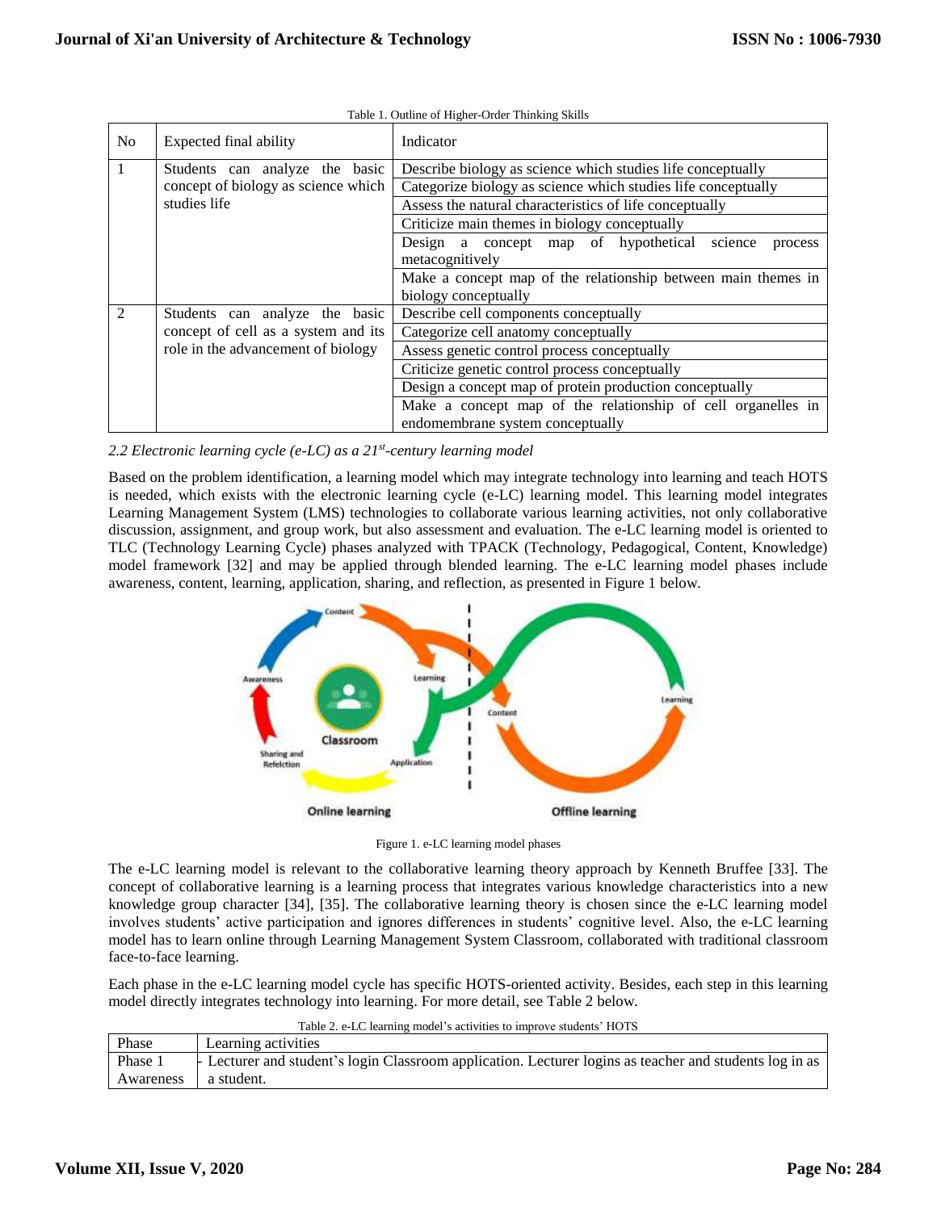Table 1. Outline of Higher-Order Thinking Skills

| No | Expected final ability | Indicator |
|---|---|---|
| 1 | Students can analyze the basic concept of biology as science which studies life | Describe biology as science which studies life conceptually |
| | | Categorize biology as science which studies life conceptually |
| | | Assess the natural characteristics of life conceptually |
| | | Criticize main themes in biology conceptually |
| | | Design a concept map of hypothetical science process metacognitively |
| | | Make a concept map of the relationship between main themes in biology conceptually |
| 2 | Students can analyze the basic concept of cell as a system and its role in the advancement of biology | Describe cell components conceptually |
| | | Categorize cell anatomy conceptually |
| | | Assess genetic control process conceptually |
| | | Criticize genetic control process conceptually |
| | | Design a concept map of protein production conceptually |
| | | Make a concept map of the relationship of cell organelles in endomembrane system conceptually |

### *2.2 Electronic learning cycle (e-LC) as a 21st-century learning model*

Based on the problem identification, a learning model which may integrate technology into learning and teach HOTS is needed, which exists with the electronic learning cycle (e-LC) learning model. This learning model integrates Learning Management System (LMS) technologies to collaborate various learning activities, not only collaborative discussion, assignment, and group work, but also assessment and evaluation. The e-LC learning model is oriented to TLC (Technology Learning Cycle) phases analyzed with TPACK (Technology, Pedagogical, Content, Knowledge) model framework [32] and may be applied through blended learning. The e-LC learning model phases include awareness, content, learning, application, sharing, and reflection, as presented in Figure 1 below.

Figure 1. e-LC learning model phases

The e-LC learning model is relevant to the collaborative learning theory approach by Kenneth Bruffee [33]. The concept of collaborative learning is a learning process that integrates various knowledge characteristics into a new knowledge group character [34], [35]. The collaborative learning theory is chosen since the e-LC learning model involves students' active participation and ignores differences in students' cognitive level. Also, the e-LC learning model has to learn online through Learning Management System Classroom, collaborated with traditional classroom face-to-face learning.

Each phase in the e-LC learning model cycle has specific HOTS-oriented activity. Besides, each step in this learning model directly integrates technology into learning. For more detail, see Table 2 below.

Table 2. e-LC learning model's activities to improve students' HOTS

| Phase | Learning activities |
|---|---|
| Phase 1 Awareness | - Lecturer and student's login Classroom application. Lecturer logins as teacher and students log in as a student. |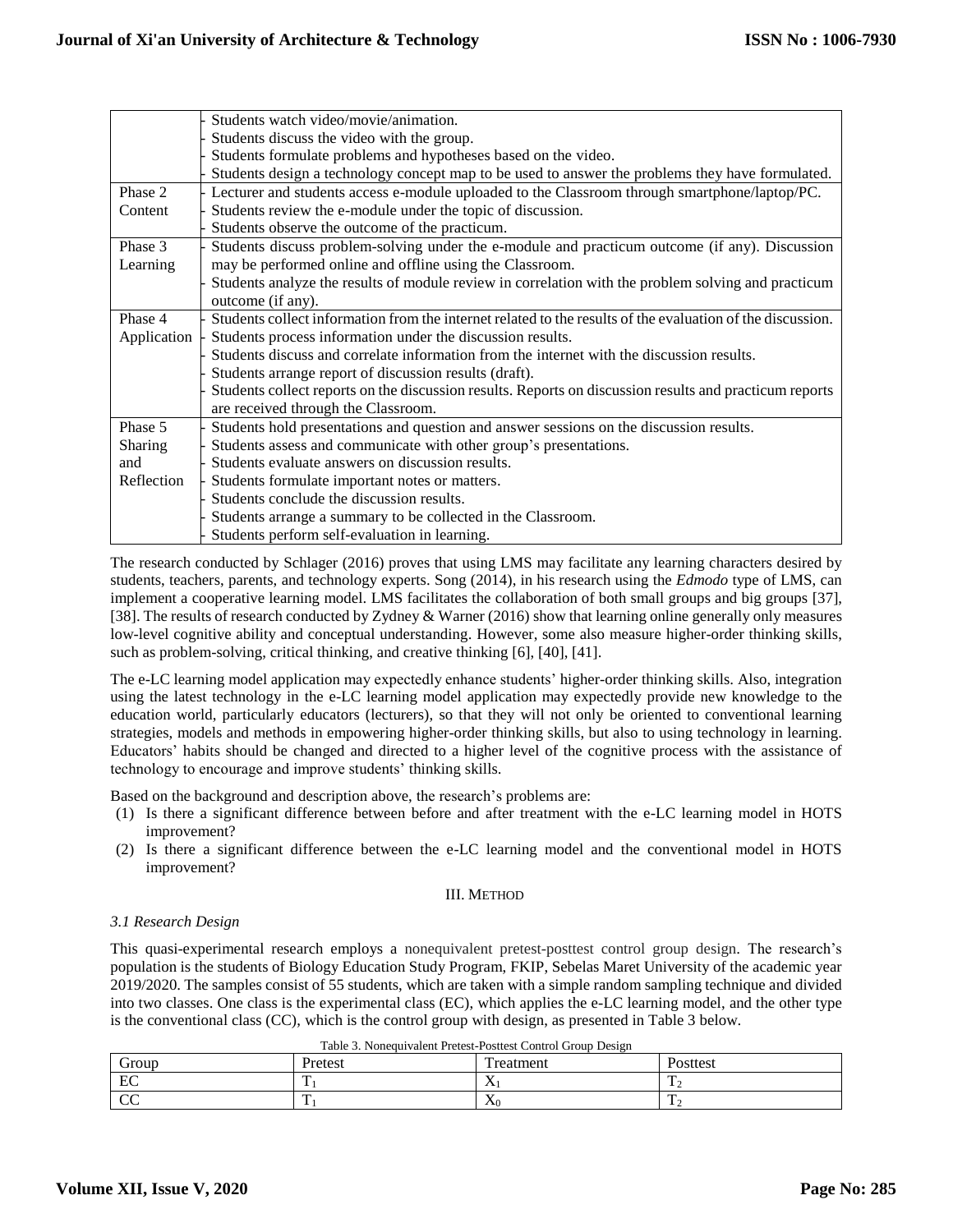| | |
|---|---|
| | - Students watch video/movie/animation.<br>- Students discuss the video with the group.<br>- Students formulate problems and hypotheses based on the video.<br>- Students design a technology concept map to be used to answer the problems they have formulated. |
| Phase 2 Content | - Lecturer and students access e-module uploaded to the Classroom through smartphone/laptop/PC.<br>- Students review the e-module under the topic of discussion.<br>- Students observe the outcome of the practicum. |
| Phase 3 Learning | - Students discuss problem-solving under the e-module and practicum outcome (if any). Discussion may be performed online and offline using the Classroom.<br>- Students analyze the results of module review in correlation with the problem solving and practicum outcome (if any). |
| Phase 4 Application | - Students collect information from the internet related to the results of the evaluation of the discussion.<br>- Students process information under the discussion results.<br>- Students discuss and correlate information from the internet with the discussion results.<br>- Students arrange report of discussion results (draft).<br>- Students collect reports on the discussion results. Reports on discussion results and practicum reports are received through the Classroom. |
| Phase 5 Sharing and Reflection | - Students hold presentations and question and answer sessions on the discussion results.<br>- Students assess and communicate with other group's presentations.<br>- Students evaluate answers on discussion results.<br>- Students formulate important notes or matters.<br>- Students conclude the discussion results.<br>- Students arrange a summary to be collected in the Classroom.<br>- Students perform self-evaluation in learning. |

The research conducted by Schlager (2016) proves that using LMS may facilitate any learning characters desired by students, teachers, parents, and technology experts. Song (2014), in his research using the *Edmodo* type of LMS, can implement a cooperative learning model. LMS facilitates the collaboration of both small groups and big groups [37], [38]. The results of research conducted by Zydney & Warner (2016) show that learning online generally only measures low-level cognitive ability and conceptual understanding. However, some also measure higher-order thinking skills, such as problem-solving, critical thinking, and creative thinking [6], [40], [41].

The e-LC learning model application may expectedly enhance students' higher-order thinking skills. Also, integration using the latest technology in the e-LC learning model application may expectedly provide new knowledge to the education world, particularly educators (lecturers), so that they will not only be oriented to conventional learning strategies, models and methods in empowering higher-order thinking skills, but also to using technology in learning. Educators' habits should be changed and directed to a higher level of the cognitive process with the assistance of technology to encourage and improve students' thinking skills.

Based on the background and description above, the research's problems are:

(1) Is there a significant difference between before and after treatment with the e-LC learning model in HOTS improvement?
(2) Is there a significant difference between the e-LC learning model and the conventional model in HOTS improvement?

## III. METHOD

### *3.1 Research Design*

This quasi-experimental research employs a nonequivalent pretest-posttest control group design. The research's population is the students of Biology Education Study Program, FKIP, Sebelas Maret University of the academic year 2019/2020. The samples consist of 55 students, which are taken with a simple random sampling technique and divided into two classes. One class is the experimental class (EC), which applies the e-LC learning model, and the other type is the conventional class (CC), which is the control group with design, as presented in Table 3 below.

Table 3. Nonequivalent Pretest-Posttest Control Group Design

| Group | Pretest | Treatment | Posttest |
|---|---|---|---|
| EC | $T_1$ | $X_1$ | $T_2$ |
| CC | $T_1$ | $X_0$ | $T_2$ |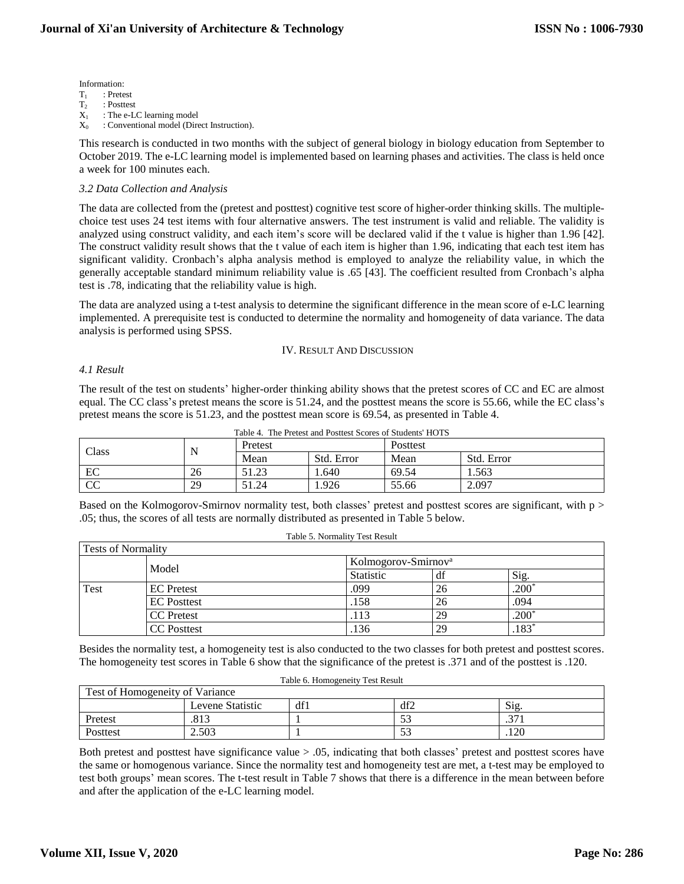Information:

$T_1$ : Pretest
$T_2$ : Posttest
$X_1$ : The e-LC learning model
$X_0$ : Conventional model (Direct Instruction).

This research is conducted in two months with the subject of general biology in biology education from September to October 2019. The e-LC learning model is implemented based on learning phases and activities. The class is held once a week for 100 minutes each.

### *3.2 Data Collection and Analysis*

The data are collected from the (pretest and posttest) cognitive test score of higher-order thinking skills. The multiple-choice test uses 24 test items with four alternative answers. The test instrument is valid and reliable. The validity is analyzed using construct validity, and each item's score will be declared valid if the t value is higher than 1.96 [42]. The construct validity result shows that the t value of each item is higher than 1.96, indicating that each test item has significant validity. Cronbach's alpha analysis method is employed to analyze the reliability value, in which the generally acceptable standard minimum reliability value is .65 [43]. The coefficient resulted from Cronbach's alpha test is .78, indicating that the reliability value is high.

The data are analyzed using a t-test analysis to determine the significant difference in the mean score of e-LC learning implemented. A prerequisite test is conducted to determine the normality and homogeneity of data variance. The data analysis is performed using SPSS.

## IV. Result And Discussion

### *4.1 Result*

The result of the test on students' higher-order thinking ability shows that the pretest scores of CC and EC are almost equal. The CC class's pretest means the score is 51.24, and the posttest means the score is 55.66, while the EC class's pretest means the score is 51.23, and the posttest mean score is 69.54, as presented in Table 4.

Table 4. The Pretest and Posttest Scores of Students' HOTS

| Class | N | Pretest | | Posttest | |
|---|---|---|---|---|---|
| | | Mean | Std. Error | Mean | Std. Error |
| EC | 26 | 51.23 | 1.640 | 69.54 | 1.563 |
| CC | 29 | 51.24 | 1.926 | 55.66 | 2.097 |

Based on the Kolmogorov-Smirnov normality test, both classes' pretest and posttest scores are significant, with $p > .05$; thus, the scores of all tests are normally distributed as presented in Table 5 below.

Table 5. Normality Test Result

| Tests of Normality | | | | |
|---|---|---|---|---|
| | Model | Kolmogorov-Smirnov[a] | | |
| | | Statistic | df | Sig. |
| Test | EC Pretest | .099 | 26 | .200* |
| | EC Posttest | .158 | 26 | .094 |
| | CC Pretest | .113 | 29 | .200* |
| | CC Posttest | .136 | 29 | .183* |

Besides the normality test, a homogeneity test is also conducted to the two classes for both pretest and posttest scores. The homogeneity test scores in Table 6 show that the significance of the pretest is .371 and of the posttest is .120.

Table 6. Homogeneity Test Result

| Test of Homogeneity of Variance | | | | |
|---|---|---|---|---|
| | Levene Statistic | df1 | df2 | Sig. |
| Pretest | .813 | 1 | 53 | .371 |
| Posttest | 2.503 | 1 | 53 | .120 |

Both pretest and posttest have significance value > .05, indicating that both classes' pretest and posttest scores have the same or homogenous variance. Since the normality test and homogeneity test are met, a t-test may be employed to test both groups' mean scores. The t-test result in Table 7 shows that there is a difference in the mean between before and after the application of the e-LC learning model.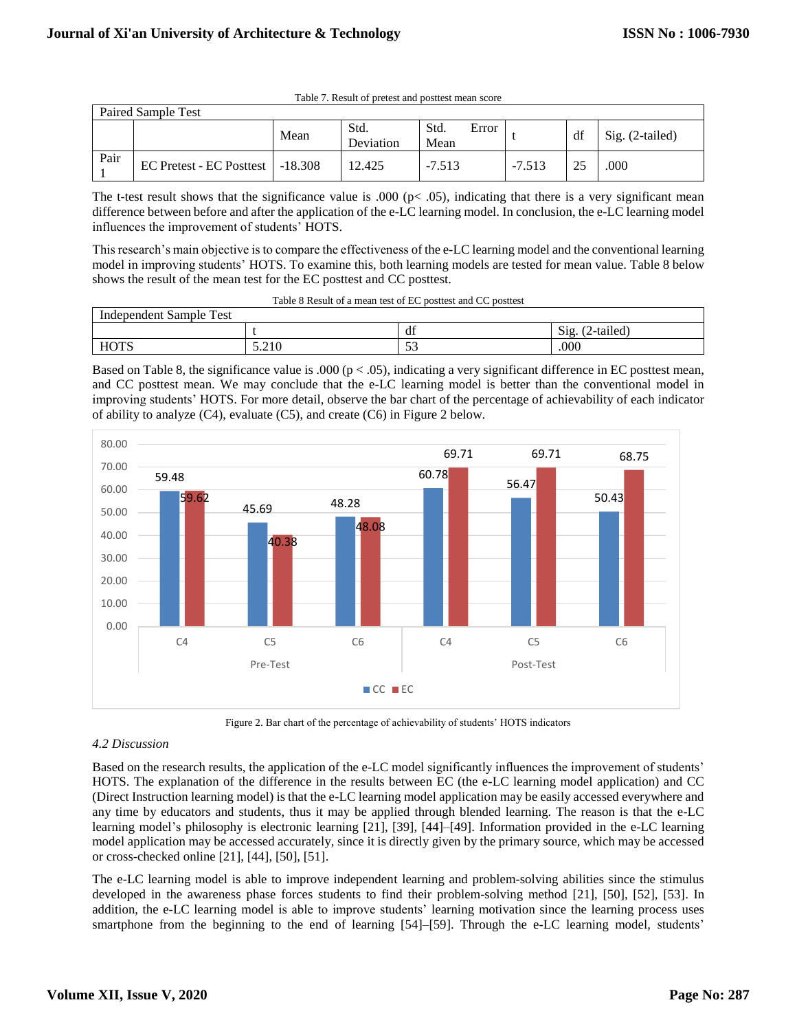Table 7. Result of pretest and posttest mean score

| Paired Sample Test | | | | | | | |
|---|---|---|---|---|---|---|---|
| | | Mean | Std. Deviation | Std. Error Mean | t | df | Sig. (2-tailed) |
| Pair 1 | EC Pretest - EC Posttest | -18.308 | 12.425 | -7.513 | -7.513 | 25 | .000 |

The t-test result shows that the significance value is .000 ($p < .05$), indicating that there is a very significant mean difference between before and after the application of the e-LC learning model. In conclusion, the e-LC learning model influences the improvement of students' HOTS.

This research's main objective is to compare the effectiveness of the e-LC learning model and the conventional learning model in improving students' HOTS. To examine this, both learning models are tested for mean value. Table 8 below shows the result of the mean test for the EC posttest and CC posttest.

Table 8 Result of a mean test of EC posttest and CC posttest

| Independent Sample Test | | | |
|---|---|---|---|
| | t | df | Sig. (2-tailed) |
| HOTS | 5.210 | 53 | .000 |

Based on Table 8, the significance value is .000 ($p < .05$), indicating a very significant difference in EC posttest mean, and CC posttest mean. We may conclude that the e-LC learning model is better than the conventional model in improving students' HOTS. For more detail, observe the bar chart of the percentage of achievability of each indicator of ability to analyze (C4), evaluate (C5), and create (C6) in Figure 2 below.

| | Pre-Test C4 | Pre-Test C5 | Pre-Test C6 | Post-Test C4 | Post-Test C5 | Post-Test C6 |
|---|---|---|---|---|---|---|
| CC | 59.48 | 45.69 | 48.28 | 60.78 | 56.47 | 50.43 |
| EC | 59.62 | 40.38 | 48.08 | 69.71 | 69.71 | 68.75 |

Figure 2. Bar chart of the percentage of achievability of students' HOTS indicators

*4.2 Discussion*

Based on the research results, the application of the e-LC model significantly influences the improvement of students' HOTS. The explanation of the difference in the results between EC (the e-LC learning model application) and CC (Direct Instruction learning model) is that the e-LC learning model application may be easily accessed everywhere and any time by educators and students, thus it may be applied through blended learning. The reason is that the e-LC learning model's philosophy is electronic learning [21], [39], [44]–[49]. Information provided in the e-LC learning model application may be accessed accurately, since it is directly given by the primary source, which may be accessed or cross-checked online [21], [44], [50], [51].

The e-LC learning model is able to improve independent learning and problem-solving abilities since the stimulus developed in the awareness phase forces students to find their problem-solving method [21], [50], [52], [53]. In addition, the e-LC learning model is able to improve students' learning motivation since the learning process uses smartphone from the beginning to the end of learning [54]–[59]. Through the e-LC learning model, students'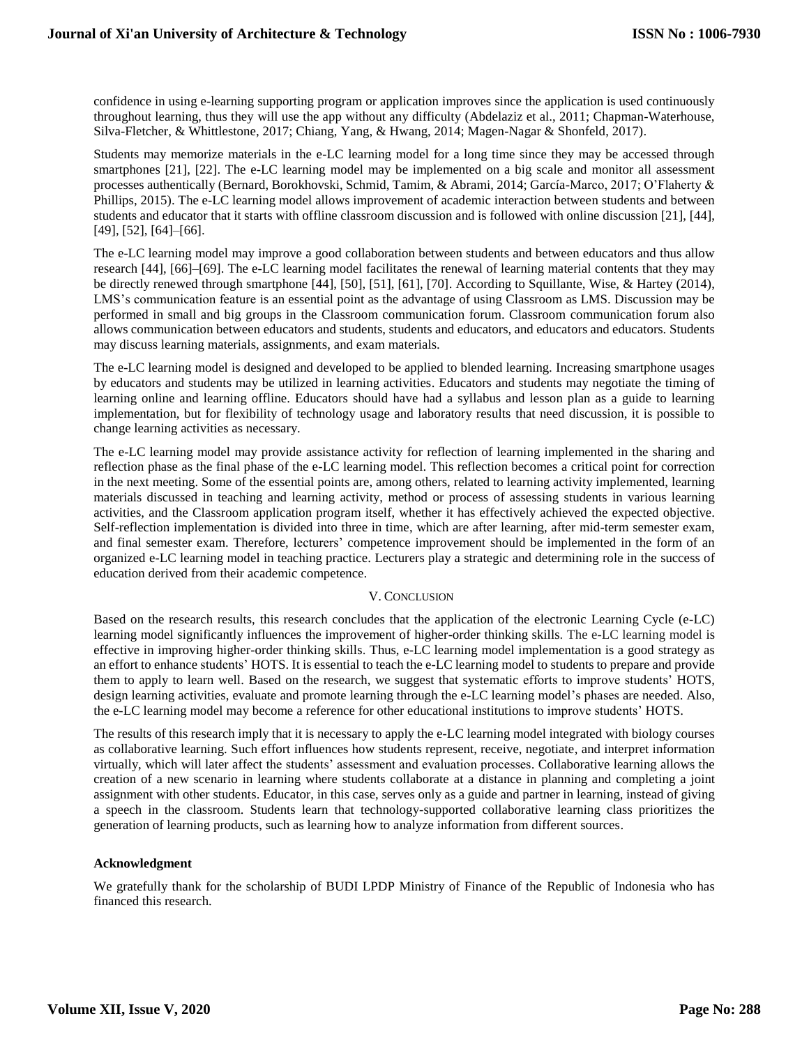confidence in using e-learning supporting program or application improves since the application is used continuously throughout learning, thus they will use the app without any difficulty (Abdelaziz et al., 2011; Chapman-Waterhouse, Silva-Fletcher, & Whittlestone, 2017; Chiang, Yang, & Hwang, 2014; Magen-Nagar & Shonfeld, 2017).

Students may memorize materials in the e-LC learning model for a long time since they may be accessed through smartphones [21], [22]. The e-LC learning model may be implemented on a big scale and monitor all assessment processes authentically (Bernard, Borokhovski, Schmid, Tamim, & Abrami, 2014; García-Marco, 2017; O'Flaherty & Phillips, 2015). The e-LC learning model allows improvement of academic interaction between students and between students and educator that it starts with offline classroom discussion and is followed with online discussion [21], [44], [49], [52], [64]–[66].

The e-LC learning model may improve a good collaboration between students and between educators and thus allow research [44], [66]–[69]. The e-LC learning model facilitates the renewal of learning material contents that they may be directly renewed through smartphone [44], [50], [51], [61], [70]. According to Squillante, Wise, & Hartey (2014), LMS's communication feature is an essential point as the advantage of using Classroom as LMS. Discussion may be performed in small and big groups in the Classroom communication forum. Classroom communication forum also allows communication between educators and students, students and educators, and educators and educators. Students may discuss learning materials, assignments, and exam materials.

The e-LC learning model is designed and developed to be applied to blended learning. Increasing smartphone usages by educators and students may be utilized in learning activities. Educators and students may negotiate the timing of learning online and learning offline. Educators should have had a syllabus and lesson plan as a guide to learning implementation, but for flexibility of technology usage and laboratory results that need discussion, it is possible to change learning activities as necessary.

The e-LC learning model may provide assistance activity for reflection of learning implemented in the sharing and reflection phase as the final phase of the e-LC learning model. This reflection becomes a critical point for correction in the next meeting. Some of the essential points are, among others, related to learning activity implemented, learning materials discussed in teaching and learning activity, method or process of assessing students in various learning activities, and the Classroom application program itself, whether it has effectively achieved the expected objective. Self-reflection implementation is divided into three in time, which are after learning, after mid-term semester exam, and final semester exam. Therefore, lecturers' competence improvement should be implemented in the form of an organized e-LC learning model in teaching practice. Lecturers play a strategic and determining role in the success of education derived from their academic competence.

## V. Conclusion

Based on the research results, this research concludes that the application of the electronic Learning Cycle (e-LC) learning model significantly influences the improvement of higher-order thinking skills. The e-LC learning model is effective in improving higher-order thinking skills. Thus, e-LC learning model implementation is a good strategy as an effort to enhance students' HOTS. It is essential to teach the e-LC learning model to students to prepare and provide them to apply to learn well. Based on the research, we suggest that systematic efforts to improve students' HOTS, design learning activities, evaluate and promote learning through the e-LC learning model's phases are needed. Also, the e-LC learning model may become a reference for other educational institutions to improve students' HOTS.

The results of this research imply that it is necessary to apply the e-LC learning model integrated with biology courses as collaborative learning. Such effort influences how students represent, receive, negotiate, and interpret information virtually, which will later affect the students' assessment and evaluation processes. Collaborative learning allows the creation of a new scenario in learning where students collaborate at a distance in planning and completing a joint assignment with other students. Educator, in this case, serves only as a guide and partner in learning, instead of giving a speech in the classroom. Students learn that technology-supported collaborative learning class prioritizes the generation of learning products, such as learning how to analyze information from different sources.

**Acknowledgment**

We gratefully thank for the scholarship of BUDI LPDP Ministry of Finance of the Republic of Indonesia who has financed this research.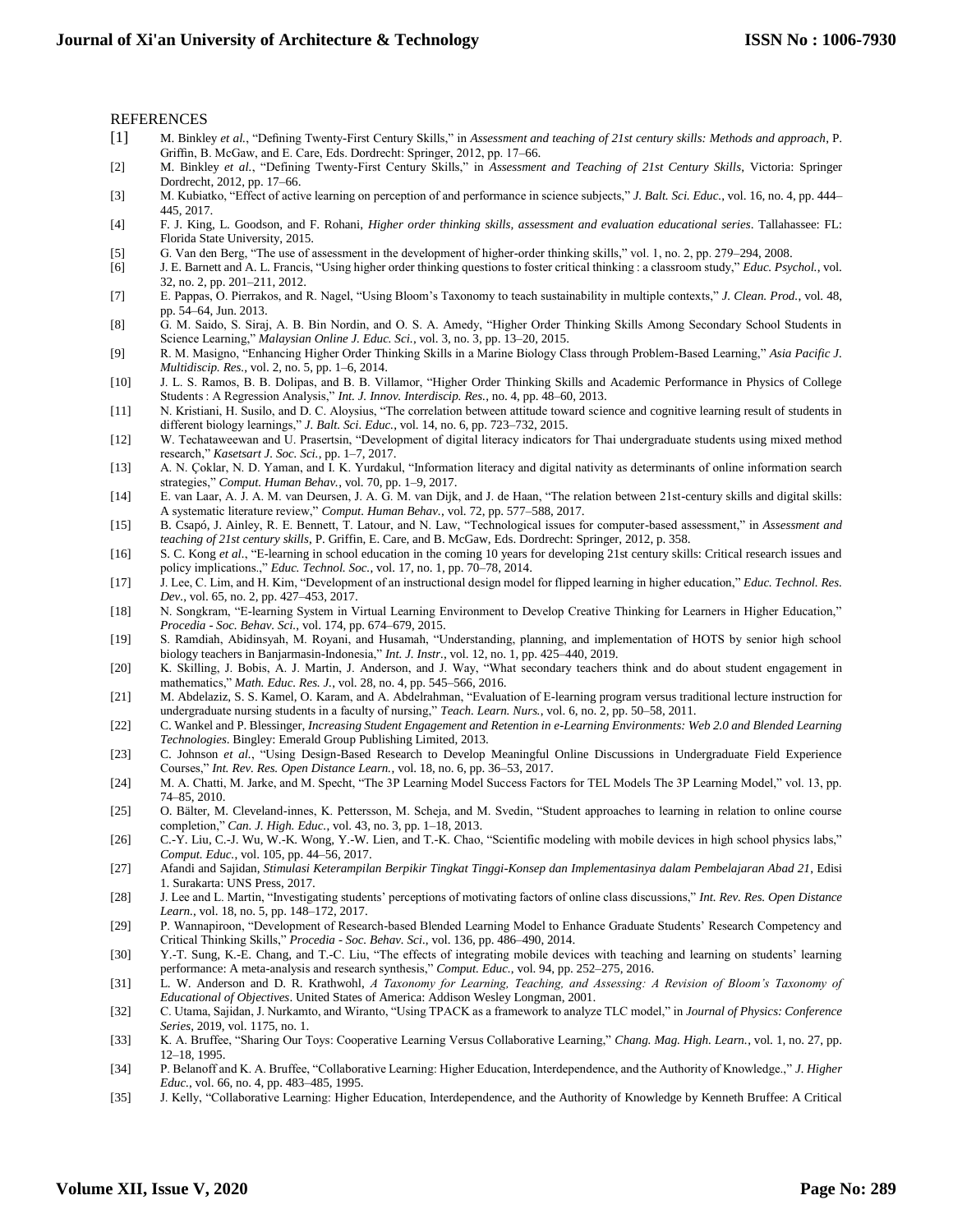REFERENCES

[1] M. Binkley *et al.*, "Defining Twenty-First Century Skills," in *Assessment and teaching of 21st century skills: Methods and approach*, P. Griffin, B. McGaw, and E. Care, Eds. Dordrecht: Springer, 2012, pp. 17–66.

[2] M. Binkley *et al.*, "Defining Twenty-First Century Skills," in *Assessment and Teaching of 21st Century Skills*, Victoria: Springer Dordrecht, 2012, pp. 17–66.

[3] M. Kubiatko, "Effect of active learning on perception of and performance in science subjects," *J. Balt. Sci. Educ.*, vol. 16, no. 4, pp. 444–445, 2017.

[4] F. J. King, L. Goodson, and F. Rohani, *Higher order thinking skills, assessment and evaluation educational series*. Tallahassee: FL: Florida State University, 2015.

[5] G. Van den Berg, "The use of assessment in the development of higher-order thinking skills," vol. 1, no. 2, pp. 279–294, 2008.

[6] J. E. Barnett and A. L. Francis, "Using higher order thinking questions to foster critical thinking : a classroom study," *Educ. Psychol.*, vol. 32, no. 2, pp. 201–211, 2012.

[7] E. Pappas, O. Pierrakos, and R. Nagel, "Using Bloom's Taxonomy to teach sustainability in multiple contexts," *J. Clean. Prod.*, vol. 48, pp. 54–64, Jun. 2013.

[8] G. M. Saido, S. Siraj, A. B. Bin Nordin, and O. S. A. Amedy, "Higher Order Thinking Skills Among Secondary School Students in Science Learning," *Malaysian Online J. Educ. Sci.*, vol. 3, no. 3, pp. 13–20, 2015.

[9] R. M. Masigno, "Enhancing Higher Order Thinking Skills in a Marine Biology Class through Problem-Based Learning," *Asia Pacific J. Multidiscip. Res.*, vol. 2, no. 5, pp. 1–6, 2014.

[10] J. L. S. Ramos, B. B. Dolipas, and B. B. Villamor, "Higher Order Thinking Skills and Academic Performance in Physics of College Students : A Regression Analysis," *Int. J. Innov. Interdiscip. Res.*, no. 4, pp. 48–60, 2013.

[11] N. Kristiani, H. Susilo, and D. C. Aloysius, "The correlation between attitude toward science and cognitive learning result of students in different biology learnings," *J. Balt. Sci. Educ.*, vol. 14, no. 6, pp. 723–732, 2015.

[12] W. Techataweewan and U. Prasertsin, "Development of digital literacy indicators for Thai undergraduate students using mixed method research," *Kasetsart J. Soc. Sci.*, pp. 1–7, 2017.

[13] A. N. Çoklar, N. D. Yaman, and I. K. Yurdakul, "Information literacy and digital nativity as determinants of online information search strategies," *Comput. Human Behav.*, vol. 70, pp. 1–9, 2017.

[14] E. van Laar, A. J. A. M. van Deursen, J. A. G. M. van Dijk, and J. de Haan, "The relation between 21st-century skills and digital skills: A systematic literature review," *Comput. Human Behav.*, vol. 72, pp. 577–588, 2017.

[15] B. Csapó, J. Ainley, R. E. Bennett, T. Latour, and N. Law, "Technological issues for computer-based assessment," in *Assessment and teaching of 21st century skills*, P. Griffin, E. Care, and B. McGaw, Eds. Dordrecht: Springer, 2012, p. 358.

[16] S. C. Kong *et al.*, "E-learning in school education in the coming 10 years for developing 21st century skills: Critical research issues and policy implications.," *Educ. Technol. Soc.*, vol. 17, no. 1, pp. 70–78, 2014.

[17] J. Lee, C. Lim, and H. Kim, "Development of an instructional design model for flipped learning in higher education," *Educ. Technol. Res. Dev.*, vol. 65, no. 2, pp. 427–453, 2017.

[18] N. Songkram, "E-learning System in Virtual Learning Environment to Develop Creative Thinking for Learners in Higher Education," *Procedia - Soc. Behav. Sci.*, vol. 174, pp. 674–679, 2015.

[19] S. Ramdiah, Abidinsyah, M. Royani, and Husamah, "Understanding, planning, and implementation of HOTS by senior high school biology teachers in Banjarmasin-Indonesia," *Int. J. Instr.*, vol. 12, no. 1, pp. 425–440, 2019.

[20] K. Skilling, J. Bobis, A. J. Martin, J. Anderson, and J. Way, "What secondary teachers think and do about student engagement in mathematics," *Math. Educ. Res. J.*, vol. 28, no. 4, pp. 545–566, 2016.

[21] M. Abdelaziz, S. S. Kamel, O. Karam, and A. Abdelrahman, "Evaluation of E-learning program versus traditional lecture instruction for undergraduate nursing students in a faculty of nursing," *Teach. Learn. Nurs.*, vol. 6, no. 2, pp. 50–58, 2011.

[22] C. Wankel and P. Blessinger, *Increasing Student Engagement and Retention in e-Learning Environments: Web 2.0 and Blended Learning Technologies*. Bingley: Emerald Group Publishing Limited, 2013.

[23] C. Johnson *et al.*, "Using Design-Based Research to Develop Meaningful Online Discussions in Undergraduate Field Experience Courses," *Int. Rev. Res. Open Distance Learn.*, vol. 18, no. 6, pp. 36–53, 2017.

[24] M. A. Chatti, M. Jarke, and M. Specht, "The 3P Learning Model Success Factors for TEL Models The 3P Learning Model," vol. 13, pp. 74–85, 2010.

[25] O. Bälter, M. Cleveland-innes, K. Pettersson, M. Scheja, and M. Svedin, "Student approaches to learning in relation to online course completion," *Can. J. High. Educ.*, vol. 43, no. 3, pp. 1–18, 2013.

[26] C.-Y. Liu, C.-J. Wu, W.-K. Wong, Y.-W. Lien, and T.-K. Chao, "Scientific modeling with mobile devices in high school physics labs," *Comput. Educ.*, vol. 105, pp. 44–56, 2017.

[27] Afandi and Sajidan, *Stimulasi Keterampilan Berpikir Tingkat Tinggi-Konsep dan Implementasinya dalam Pembelajaran Abad 21*, Edisi 1. Surakarta: UNS Press, 2017.

[28] J. Lee and L. Martin, "Investigating students' perceptions of motivating factors of online class discussions," *Int. Rev. Res. Open Distance Learn.*, vol. 18, no. 5, pp. 148–172, 2017.

[29] P. Wannapiroon, "Development of Research-based Blended Learning Model to Enhance Graduate Students' Research Competency and Critical Thinking Skills," *Procedia - Soc. Behav. Sci.*, vol. 136, pp. 486–490, 2014.

[30] Y.-T. Sung, K.-E. Chang, and T.-C. Liu, "The effects of integrating mobile devices with teaching and learning on students' learning performance: A meta-analysis and research synthesis," *Comput. Educ.*, vol. 94, pp. 252–275, 2016.

[31] L. W. Anderson and D. R. Krathwohl, *A Taxonomy for Learning, Teaching, and Assessing: A Revision of Bloom's Taxonomy of Educational of Objectives*. United States of America: Addison Wesley Longman, 2001.

[32] C. Utama, Sajidan, J. Nurkamto, and Wiranto, "Using TPACK as a framework to analyze TLC model," in *Journal of Physics: Conference Series*, 2019, vol. 1175, no. 1.

[33] K. A. Bruffee, "Sharing Our Toys: Cooperative Learning Versus Collaborative Learning," *Chang. Mag. High. Learn.*, vol. 1, no. 27, pp. 12–18, 1995.

[34] P. Belanoff and K. A. Bruffee, "Collaborative Learning: Higher Education, Interdependence, and the Authority of Knowledge.," *J. Higher Educ.*, vol. 66, no. 4, pp. 483–485, 1995.

[35] J. Kelly, "Collaborative Learning: Higher Education, Interdependence, and the Authority of Knowledge by Kenneth Bruffee: A Critical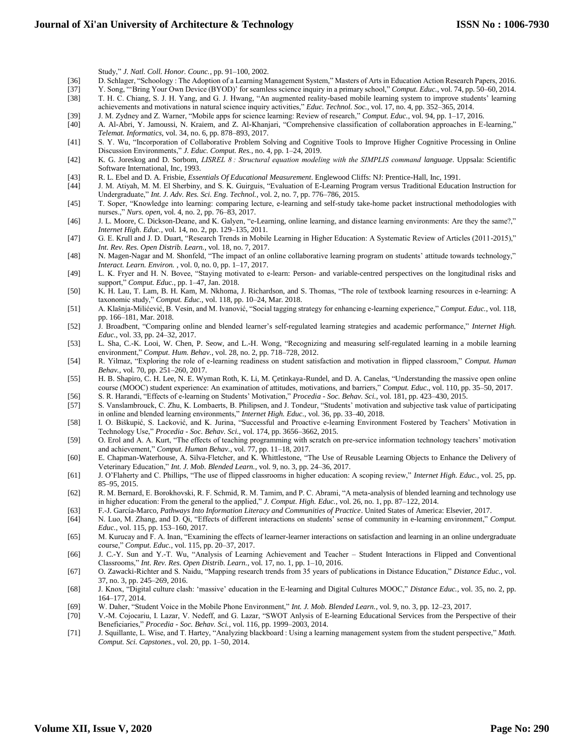Study," *J. Natl. Coll. Honor. Counc.*, pp. 91–100, 2002.

[36] D. Schlager, "Schoology : The Adoption of a Learning Management System," Masters of Arts in Education Action Research Papers, 2016.

[37] Y. Song, "'Bring Your Own Device (BYOD)' for seamless science inquiry in a primary school," *Comput. Educ.*, vol. 74, pp. 50–60, 2014.

[38] T. H. C. Chiang, S. J. H. Yang, and G. J. Hwang, "An augmented reality-based mobile learning system to improve students' learning achievements and motivations in natural science inquiry activities," *Educ. Technol. Soc.*, vol. 17, no. 4, pp. 352–365, 2014.

[39] J. M. Zydney and Z. Warner, "Mobile apps for science learning: Review of research," *Comput. Educ.*, vol. 94, pp. 1–17, 2016.

[40] A. Al-Abri, Y. Jamoussi, N. Kraiem, and Z. Al-Khanjari, "Comprehensive classification of collaboration approaches in E-learning," *Telemat. Informatics*, vol. 34, no. 6, pp. 878–893, 2017.

[41] S. Y. Wu, "Incorporation of Collaborative Problem Solving and Cognitive Tools to Improve Higher Cognitive Processing in Online Discussion Environments," *J. Educ. Comput. Res.*, no. 4, pp. 1–24, 2019.

[42] K. G. Joreskog and D. Sorbom, *LISREL 8 : Structural equation modeling with the SIMPLIS command language*. Uppsala: Scientific Software International, Inc, 1993.

[43] R. L. Ebel and D. A. Frisbie, *Essentials Of Educational Measurement*. Englewood Cliffs: NJ: Prentice-Hall, Inc, 1991.

[44] J. M. Atiyah, M. M. El Sherbiny, and S. K. Guirguis, "Evaluation of E-Learning Program versus Traditional Education Instruction for Undergraduate," *Int. J. Adv. Res. Sci. Eng. Technol.*, vol. 2, no. 7, pp. 776–786, 2015.

[45] T. Soper, "Knowledge into learning: comparing lecture, e-learning and self-study take-home packet instructional methodologies with nurses.," *Nurs. open*, vol. 4, no. 2, pp. 76–83, 2017.

[46] J. L. Moore, C. Dickson-Deane, and K. Galyen, "e-Learning, online learning, and distance learning environments: Are they the same?," *Internet High. Educ.*, vol. 14, no. 2, pp. 129–135, 2011.

[47] G. E. Krull and J. D. Duart, "Research Trends in Mobile Learning in Higher Education: A Systematic Review of Articles (2011-2015)," *Int. Rev. Res. Open Distrib. Learn.*, vol. 18, no. 7, 2017.

[48] N. Magen-Nagar and M. Shonfeld, "The impact of an online collaborative learning program on students' attitude towards technology," *Interact. Learn. Environ.* , vol. 0, no. 0, pp. 1–17, 2017.

[49] L. K. Fryer and H. N. Bovee, "Staying motivated to e-learn: Person- and variable-centred perspectives on the longitudinal risks and support," *Comput. Educ.*, pp. 1–47, Jan. 2018.

[50] K. H. Lau, T. Lam, B. H. Kam, M. Nkhoma, J. Richardson, and S. Thomas, "The role of textbook learning resources in e-learning: A taxonomic study," *Comput. Educ.*, vol. 118, pp. 10–24, Mar. 2018.

[51] A. Klašnja-Milićević, B. Vesin, and M. Ivanović, "Social tagging strategy for enhancing e-learning experience," *Comput. Educ.*, vol. 118, pp. 166–181, Mar. 2018.

[52] J. Broadbent, "Comparing online and blended learner's self-regulated learning strategies and academic performance," *Internet High. Educ.*, vol. 33, pp. 24–32, 2017.

[53] L. Sha, C.-K. Looi, W. Chen, P. Seow, and L.-H. Wong, "Recognizing and measuring self-regulated learning in a mobile learning environment," *Comput. Hum. Behav.*, vol. 28, no. 2, pp. 718–728, 2012.

[54] R. Yilmaz, "Exploring the role of e-learning readiness on student satisfaction and motivation in flipped classroom," *Comput. Human Behav.*, vol. 70, pp. 251–260, 2017.

[55] H. B. Shapiro, C. H. Lee, N. E. Wyman Roth, K. Li, M. Çetinkaya-Rundel, and D. A. Canelas, "Understanding the massive open online course (MOOC) student experience: An examination of attitudes, motivations, and barriers," *Comput. Educ.*, vol. 110, pp. 35–50, 2017.

[56] S. R. Harandi, "Effects of e-learning on Students' Motivation," *Procedia - Soc. Behav. Sci.*, vol. 181, pp. 423–430, 2015.

[57] S. Vanslambrouck, C. Zhu, K. Lombaerts, B. Philipsen, and J. Tondeur, "Students' motivation and subjective task value of participating in online and blended learning environments," *Internet High. Educ.*, vol. 36, pp. 33–40, 2018.

[58] I. O. Biškupić, S. Lacković, and K. Jurina, "Successful and Proactive e-learning Environment Fostered by Teachers' Motivation in Technology Use," *Procedia - Soc. Behav. Sci.*, vol. 174, pp. 3656–3662, 2015.

[59] O. Erol and A. A. Kurt, "The effects of teaching programming with scratch on pre-service information technology teachers' motivation and achievement," *Comput. Human Behav.*, vol. 77, pp. 11–18, 2017.

[60] E. Chapman-Waterhouse, A. Silva-Fletcher, and K. Whittlestone, "The Use of Reusable Learning Objects to Enhance the Delivery of Veterinary Education," *Int. J. Mob. Blended Learn.*, vol. 9, no. 3, pp. 24–36, 2017.

[61] J. O'Flaherty and C. Phillips, "The use of flipped classrooms in higher education: A scoping review," *Internet High. Educ.*, vol. 25, pp. 85–95, 2015.

[62] R. M. Bernard, E. Borokhovski, R. F. Schmid, R. M. Tamim, and P. C. Abrami, "A meta-analysis of blended learning and technology use in higher education: From the general to the applied," *J. Comput. High. Educ.*, vol. 26, no. 1, pp. 87–122, 2014.

[63] F.-J. García-Marco, *Pathways Into Information Literacy and Communities of Practice*. United States of America: Elsevier, 2017.

[64] N. Luo, M. Zhang, and D. Qi, "Effects of different interactions on students' sense of community in e-learning environment," *Comput. Educ.*, vol. 115, pp. 153–160, 2017.

[65] M. Kurucay and F. A. Inan, "Examining the effects of learner-learner interactions on satisfaction and learning in an online undergraduate course," *Comput. Educ.*, vol. 115, pp. 20–37, 2017.

[66] J. C.-Y. Sun and Y.-T. Wu, "Analysis of Learning Achievement and Teacher – Student Interactions in Flipped and Conventional Classrooms," *Int. Rev. Res. Open Distrib. Learn.*, vol. 17, no. 1, pp. 1–10, 2016.

[67] O. Zawacki-Richter and S. Naidu, "Mapping research trends from 35 years of publications in Distance Education," *Distance Educ.*, vol. 37, no. 3, pp. 245–269, 2016.

[68] J. Knox, "Digital culture clash: 'massive' education in the E-learning and Digital Cultures MOOC," *Distance Educ.*, vol. 35, no. 2, pp. 164–177, 2014.

[69] W. Daher, "Student Voice in the Mobile Phone Environment," *Int. J. Mob. Blended Learn.*, vol. 9, no. 3, pp. 12–23, 2017.

[70] V.-M. Cojocariu, I. Lazar, V. Nedeff, and G. Lazar, "SWOT Anlysis of E-learning Educational Services from the Perspective of their Beneficiaries," *Procedia - Soc. Behav. Sci.*, vol. 116, pp. 1999–2003, 2014.

[71] J. Squillante, L. Wise, and T. Hartey, "Analyzing blackboard : Using a learning management system from the student perspective," *Math. Comput. Sci. Capstones.*, vol. 20, pp. 1–50, 2014.